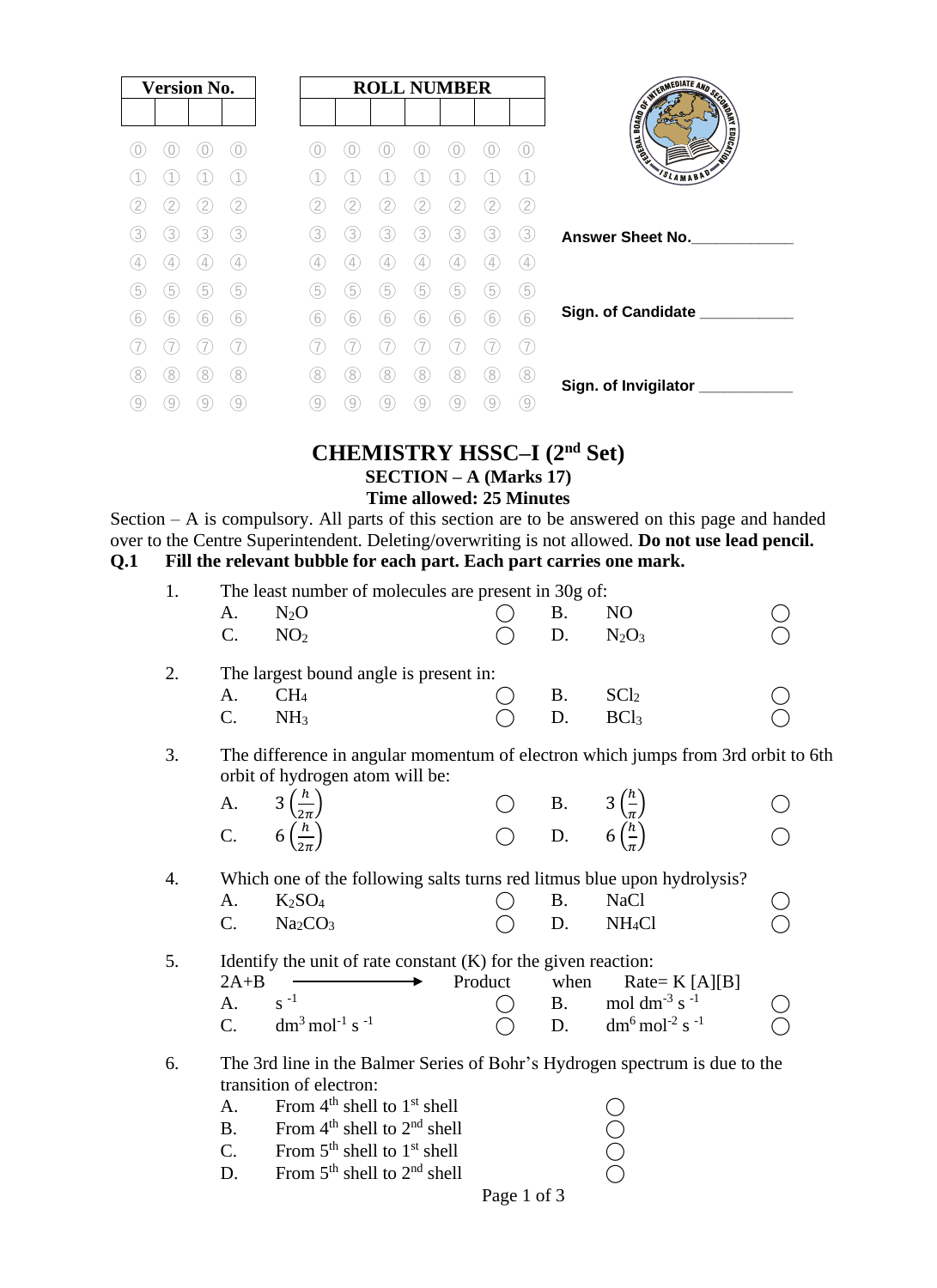| Version No. | | | |
|---|---|---|---|
| | | | |

| ROLL NUMBER | | | | | | |
|---|---|---|---|---|---|---|
| | | | | | | |

Answer Sheet No.____________

Sign. of Candidate ___________

Sign. of Invigilator ___________

# CHEMISTRY HSSC–I (2nd Set)

## SECTION – A (Marks 17)

### Time allowed: 25 Minutes

Section – A is compulsory. All parts of this section are to be answered on this page and handed over to the Centre Superintendent. Deleting/overwriting is not allowed. **Do not use lead pencil.**

**Q.1 Fill the relevant bubble for each part. Each part carries one mark.**

1. The least number of molecules are present in 30g of:
   - A. $N_2O$ ◯
   - B. $NO$ ◯
   - C. $NO_2$ ◯
   - D. $N_2O_3$ ◯

2. The largest bound angle is present in:
   - A. $CH_4$ ◯
   - B. $SCl_2$ ◯
   - C. $NH_3$ ◯
   - D. $BCl_3$ ◯

3. The difference in angular momentum of electron which jumps from 3rd orbit to 6th orbit of hydrogen atom will be:
   - A. $3\left(\frac{h}{2\pi}\right)$ ◯
   - B. $3\left(\frac{h}{\pi}\right)$ ◯
   - C. $6\left(\frac{h}{2\pi}\right)$ ◯
   - D. $6\left(\frac{h}{\pi}\right)$ ◯

4. Which one of the following salts turns red litmus blue upon hydrolysis?
   - A. $K_2SO_4$ ◯
   - B. $NaCl$ ◯
   - C. $Na_2CO_3$ ◯
   - D. $NH_4Cl$ ◯

5. Identify the unit of rate constant (K) for the given reaction:
   $2A+B \longrightarrow$ Product when Rate= K [A][B]
   - A. $s^{-1}$ ◯
   - B. $mol\ dm^{-3}\ s^{-1}$ ◯
   - C. $dm^3\ mol^{-1}\ s^{-1}$ ◯
   - D. $dm^6\ mol^{-2}\ s^{-1}$ ◯

6. The 3rd line in the Balmer Series of Bohr's Hydrogen spectrum is due to the transition of electron:
   - A. From 4th shell to 1st shell ◯
   - B. From 4th shell to 2nd shell ◯
   - C. From 5th shell to 1st shell ◯
   - D. From 5th shell to 2nd shell ◯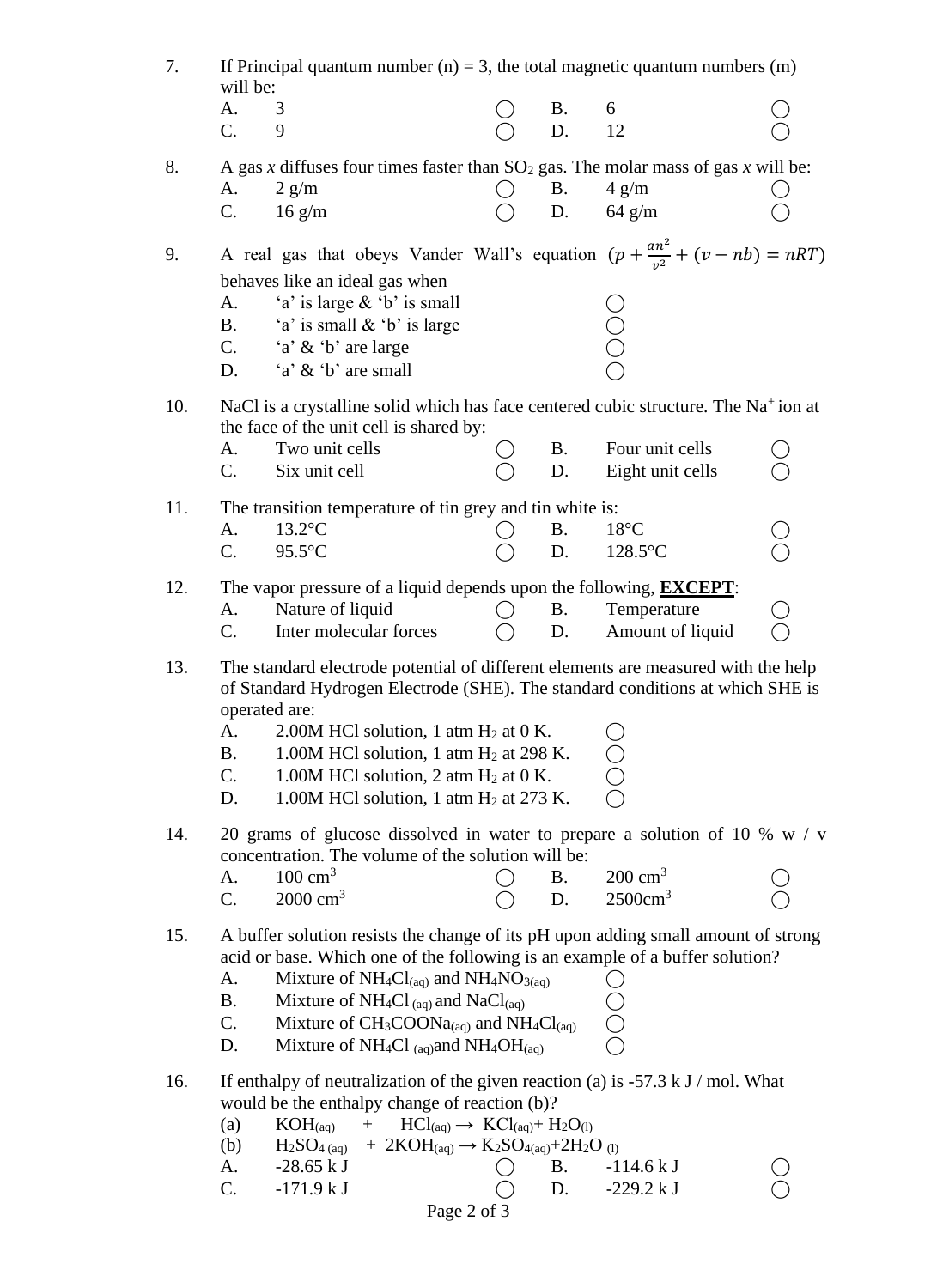7. If Principal quantum number (n) = 3, the total magnetic quantum numbers (m) will be:

   A. 3 ◯ B. 6 ◯
   C. 9 ◯ D. 12 ◯

8. A gas *x* diffuses four times faster than $SO_2$ gas. The molar mass of gas *x* will be:

   A. 2 g/m ◯ B. 4 g/m ◯
   C. 16 g/m ◯ D. 64 g/m ◯

9. A real gas that obeys Vander Wall's equation $(p + \frac{an^2}{v^2} + (v - nb) = nRT)$ behaves like an ideal gas when

   A. 'a' is large & 'b' is small ◯
   B. 'a' is small & 'b' is large ◯
   C. 'a' & 'b' are large ◯
   D. 'a' & 'b' are small ◯

10. NaCl is a crystalline solid which has face centered cubic structure. The $Na^+$ ion at the face of the unit cell is shared by:

    A. Two unit cells ◯ B. Four unit cells ◯
    C. Six unit cell ◯ D. Eight unit cells ◯

11. The transition temperature of tin grey and tin white is:

    A. 13.2°C ◯ B. 18°C ◯
    C. 95.5°C ◯ D. 128.5°C ◯

12. The vapor pressure of a liquid depends upon the following, **<u>EXCEPT</u>**:

    A. Nature of liquid ◯ B. Temperature ◯
    C. Inter molecular forces ◯ D. Amount of liquid ◯

13. The standard electrode potential of different elements are measured with the help of Standard Hydrogen Electrode (SHE). The standard conditions at which SHE is operated are:

    A. 2.00M HCl solution, 1 atm $H_2$ at 0 K. ◯
    B. 1.00M HCl solution, 1 atm $H_2$ at 298 K. ◯
    C. 1.00M HCl solution, 2 atm $H_2$ at 0 K. ◯
    D. 1.00M HCl solution, 1 atm $H_2$ at 273 K. ◯

14. 20 grams of glucose dissolved in water to prepare a solution of 10 % w / v concentration. The volume of the solution will be:

    A. 100 $cm^3$ ◯ B. 200 $cm^3$ ◯
    C. 2000 $cm^3$ ◯ D. 2500$cm^3$ ◯

15. A buffer solution resists the change of its pH upon adding small amount of strong acid or base. Which one of the following is an example of a buffer solution?

    A. Mixture of $NH_4Cl_{(aq)}$ and $NH_4NO_{3(aq)}$ ◯
    B. Mixture of $NH_4Cl_{(aq)}$ and $NaCl_{(aq)}$ ◯
    C. Mixture of $CH_3COONa_{(aq)}$ and $NH_4Cl_{(aq)}$ ◯
    D. Mixture of $NH_4Cl_{(aq)}$ and $NH_4OH_{(aq)}$ ◯

16. If enthalpy of neutralization of the given reaction (a) is -57.3 k J / mol. What would be the enthalpy change of reaction (b)?

    (a) $KOH_{(aq)} + HCl_{(aq)} \rightarrow KCl_{(aq)} + H_2O_{(l)}$
    (b) $H_2SO_{4\,(aq)} + 2KOH_{(aq)} \rightarrow K_2SO_{4(aq)} + 2H_2O_{(l)}$

    A. -28.65 k J ◯ B. -114.6 k J ◯
    C. -171.9 k J ◯ D. -229.2 k J ◯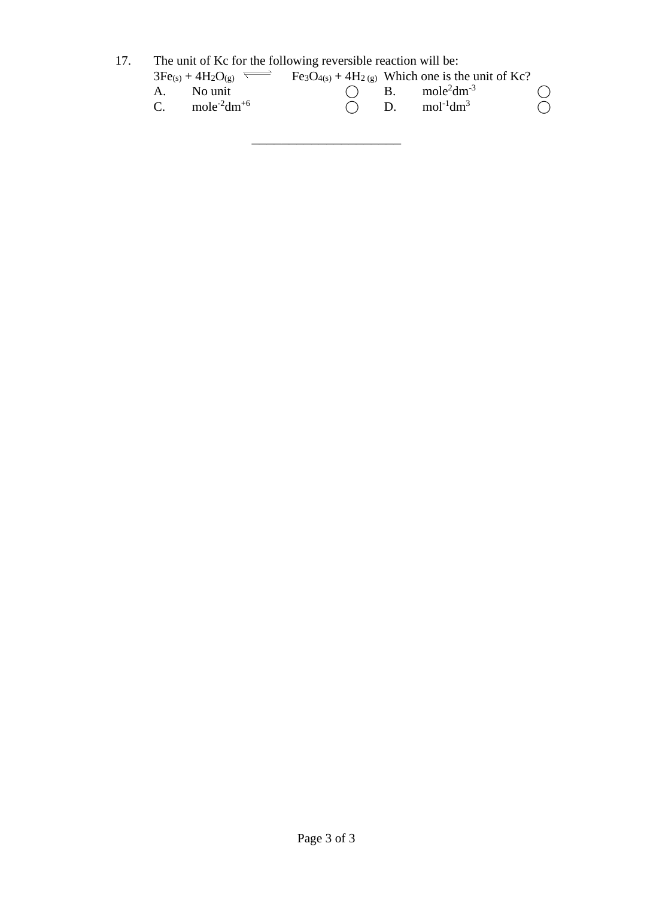17. The unit of Kc for the following reversible reaction will be:

$3Fe_{(s)} + 4H_2O_{(g)} \rightleftharpoons Fe_3O_{4(s)} + 4H_{2\,(g)}$ Which one is the unit of Kc?

A. No unit ◯ B. $mole^2dm^{-3}$ ◯

C. $mole^{-2}dm^{+6}$ ◯ D. $mol^{-1}dm^3$ ◯

______________________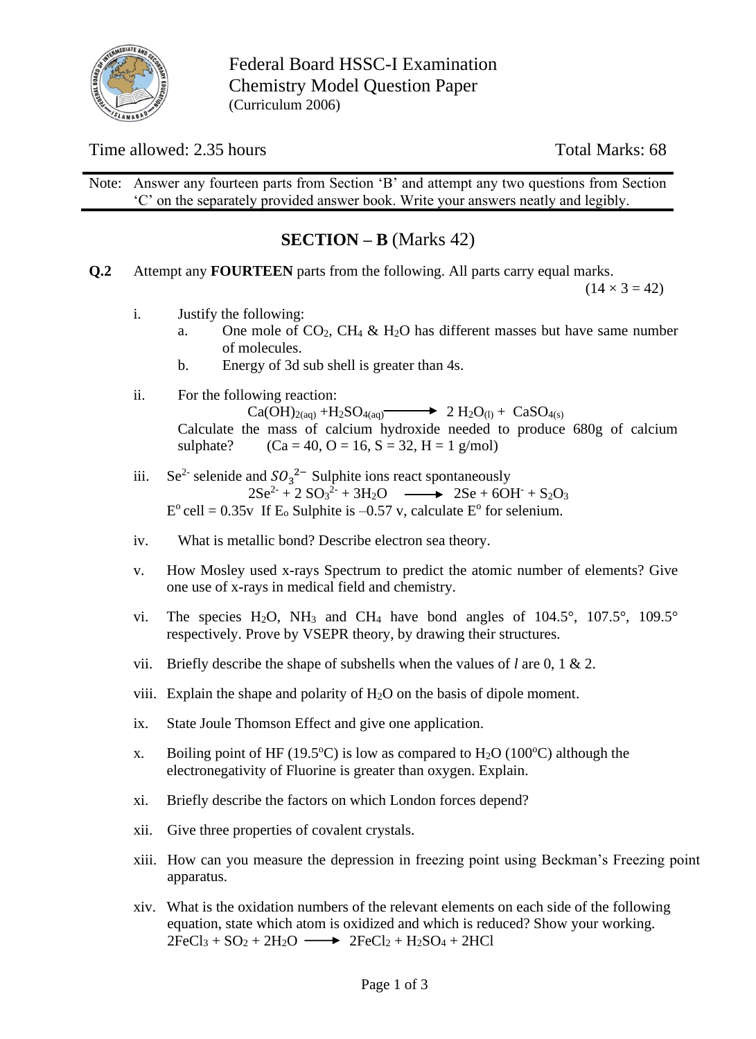Federal Board HSSC-I Examination
Chemistry Model Question Paper
(Curriculum 2006)

Time allowed: 2.35 hours | Total Marks: 68

Note: Answer any fourteen parts from Section 'B' and attempt any two questions from Section 'C' on the separately provided answer book. Write your answers neatly and legibly.

## SECTION – B (Marks 42)

**Q.2** Attempt any **FOURTEEN** parts from the following. All parts carry equal marks. (14 × 3 = 42)

i. Justify the following:
   a. One mole of $CO_2$, $CH_4$ & $H_2O$ has different masses but have same number of molecules.
   b. Energy of 3d sub shell is greater than 4s.

ii. For the following reaction:

$$Ca(OH)_{2(aq)} + H_2SO_{4(aq)} \longrightarrow 2\,H_2O_{(l)} + CaSO_{4(s)}$$

Calculate the mass of calcium hydroxide needed to produce 680g of calcium sulphate? (Ca = 40, O = 16, S = 32, H = 1 g/mol)

iii. $Se^{2-}$ selenide and $SO_3^{2-}$ Sulphite ions react spontaneously

$$2Se^{2-} + 2\,SO_3^{2-} + 3H_2O \longrightarrow 2Se + 6OH^- + S_2O_3$$

$E^o$ cell = 0.35v If $E_o$ Sulphite is –0.57 v, calculate $E^o$ for selenium.

iv. What is metallic bond? Describe electron sea theory.

v. How Mosley used x-rays Spectrum to predict the atomic number of elements? Give one use of x-rays in medical field and chemistry.

vi. The species $H_2O$, $NH_3$ and $CH_4$ have bond angles of 104.5°, 107.5°, 109.5° respectively. Prove by VSEPR theory, by drawing their structures.

vii. Briefly describe the shape of subshells when the values of *l* are 0, 1 & 2.

viii. Explain the shape and polarity of $H_2O$ on the basis of dipole moment.

ix. State Joule Thomson Effect and give one application.

x. Boiling point of HF (19.5°C) is low as compared to $H_2O$ (100°C) although the electronegativity of Fluorine is greater than oxygen. Explain.

xi. Briefly describe the factors on which London forces depend?

xii. Give three properties of covalent crystals.

xiii. How can you measure the depression in freezing point using Beckman's Freezing point apparatus.

xiv. What is the oxidation numbers of the relevant elements on each side of the following equation, state which atom is oxidized and which is reduced? Show your working.

$$2FeCl_3 + SO_2 + 2H_2O \longrightarrow 2FeCl_2 + H_2SO_4 + 2HCl$$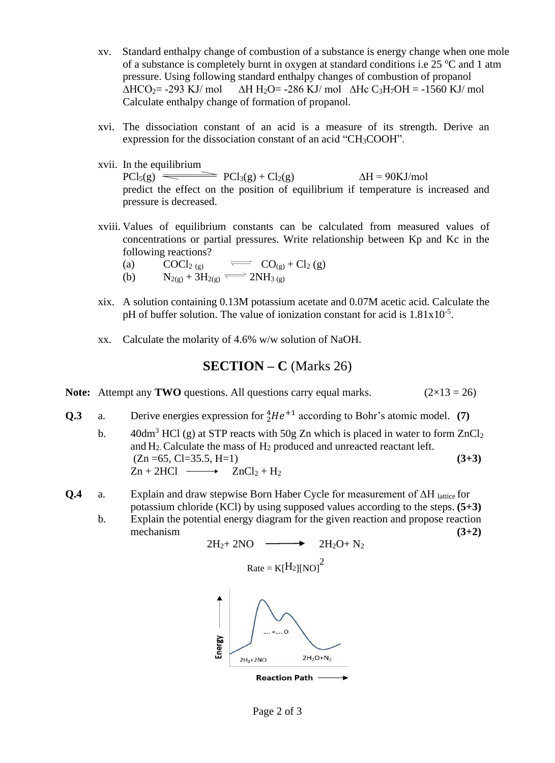xv. Standard enthalpy change of combustion of a substance is energy change when one mole of a substance is completely burnt in oxygen at standard conditions i.e 25 $^oC$ and 1 atm pressure. Using following standard enthalpy changes of combustion of propanol
$\Delta HCO_2$= -293 KJ/ mol $\Delta H\ H_2O$= -286 KJ/ mol $\Delta Hc\ C_3H_7OH$ = -1560 KJ/ mol
Calculate enthalpy change of formation of propanol.

xvi. The dissociation constant of an acid is a measure of its strength. Derive an expression for the dissociation constant of an acid "$CH_3COOH$".

xvii. In the equilibrium
$PCl_5(g) \rightleftharpoons PCl_3(g) + Cl_2(g)$ $\Delta H$ = 90KJ/mol
predict the effect on the position of equilibrium if temperature is increased and pressure is decreased.

xviii. Values of equilibrium constants can be calculated from measured values of concentrations or partial pressures. Write relationship between Kp and Kc in the following reactions?
(a) $COCl_{2\ (g)} \rightleftharpoons CO_{(g)} + Cl_2\ (g)$
(b) $N_{2(g)} + 3H_{2(g)} \rightleftharpoons 2NH_{3\ (g)}$

xix. A solution containing 0.13M potassium acetate and 0.07M acetic acid. Calculate the pH of buffer solution. The value of ionization constant for acid is $1.81 \times 10^{-5}$.

xx. Calculate the molarity of 4.6% w/w solution of NaOH.

## SECTION – C (Marks 26)

**Note:** Attempt any **TWO** questions. All questions carry equal marks. (2×13 = 26)

**Q.3** a. Derive energies expression for ${}^{4}_{2}He^{+1}$ according to Bohr's atomic model. **(7)**

b. 40dm$^3$ HCl (g) at STP reacts with 50g Zn which is placed in water to form $ZnCl_2$ and $H_2$. Calculate the mass of $H_2$ produced and unreacted reactant left.
(Zn =65, Cl=35.5, H=1) **(3+3)**
$Zn + 2HCl \longrightarrow ZnCl_2 + H_2$

**Q.4** a. Explain and draw stepwise Born Haber Cycle for measurement of $\Delta H_{lattice}$ for potassium chloride (KCl) by using supposed values according to the steps. **(5+3)**

b. Explain the potential energy diagram for the given reaction and propose reaction mechanism **(3+2)**

$2H_2 + 2NO \longrightarrow 2H_2O + N_2$

Rate = $K[H_2][NO]^2$

[Figure: Energy vs Reaction Path diagram with labels "2H₂+2NO", ".... + .... O", "2H₂O+N₂"]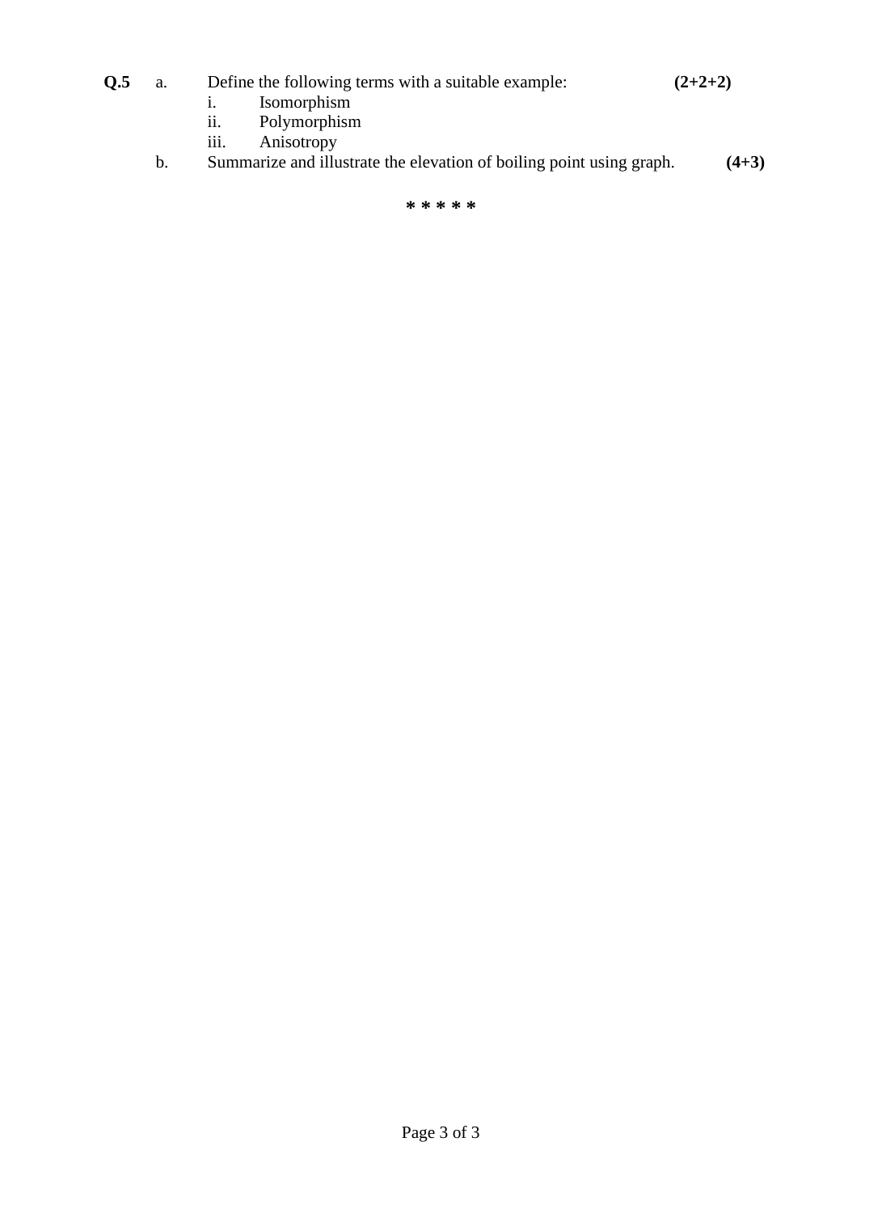**Q.5** a. Define the following terms with a suitable example: **(2+2+2)**

i. Isomorphism

ii. Polymorphism

iii. Anisotropy

b. Summarize and illustrate the elevation of boiling point using graph. **(4+3)**

**\* \* \* \* \***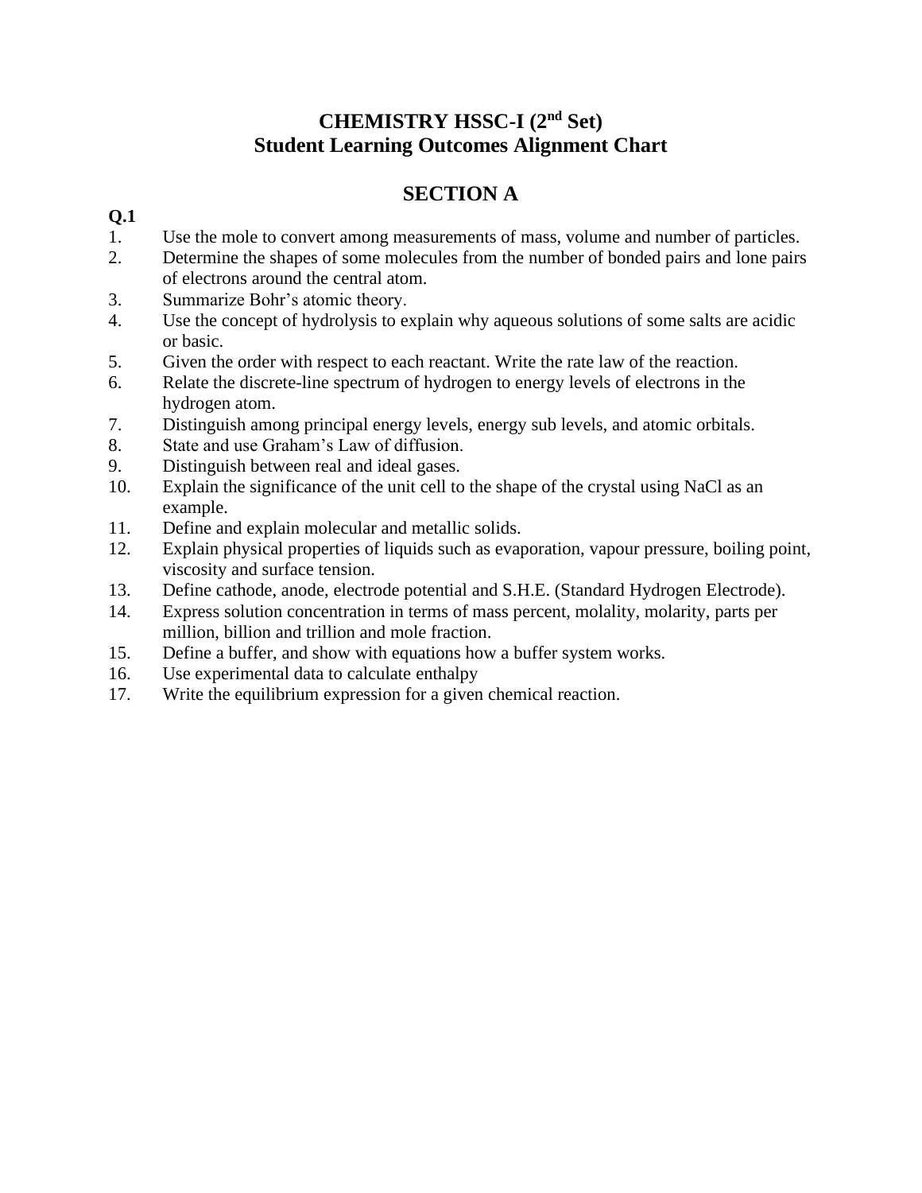# CHEMISTRY HSSC-I (2nd Set)
# Student Learning Outcomes Alignment Chart

## SECTION A

**Q.1**

1. Use the mole to convert among measurements of mass, volume and number of particles.
2. Determine the shapes of some molecules from the number of bonded pairs and lone pairs of electrons around the central atom.
3. Summarize Bohr's atomic theory.
4. Use the concept of hydrolysis to explain why aqueous solutions of some salts are acidic or basic.
5. Given the order with respect to each reactant. Write the rate law of the reaction.
6. Relate the discrete-line spectrum of hydrogen to energy levels of electrons in the hydrogen atom.
7. Distinguish among principal energy levels, energy sub levels, and atomic orbitals.
8. State and use Graham's Law of diffusion.
9. Distinguish between real and ideal gases.
10. Explain the significance of the unit cell to the shape of the crystal using NaCl as an example.
11. Define and explain molecular and metallic solids.
12. Explain physical properties of liquids such as evaporation, vapour pressure, boiling point, viscosity and surface tension.
13. Define cathode, anode, electrode potential and S.H.E. (Standard Hydrogen Electrode).
14. Express solution concentration in terms of mass percent, molality, molarity, parts per million, billion and trillion and mole fraction.
15. Define a buffer, and show with equations how a buffer system works.
16. Use experimental data to calculate enthalpy
17. Write the equilibrium expression for a given chemical reaction.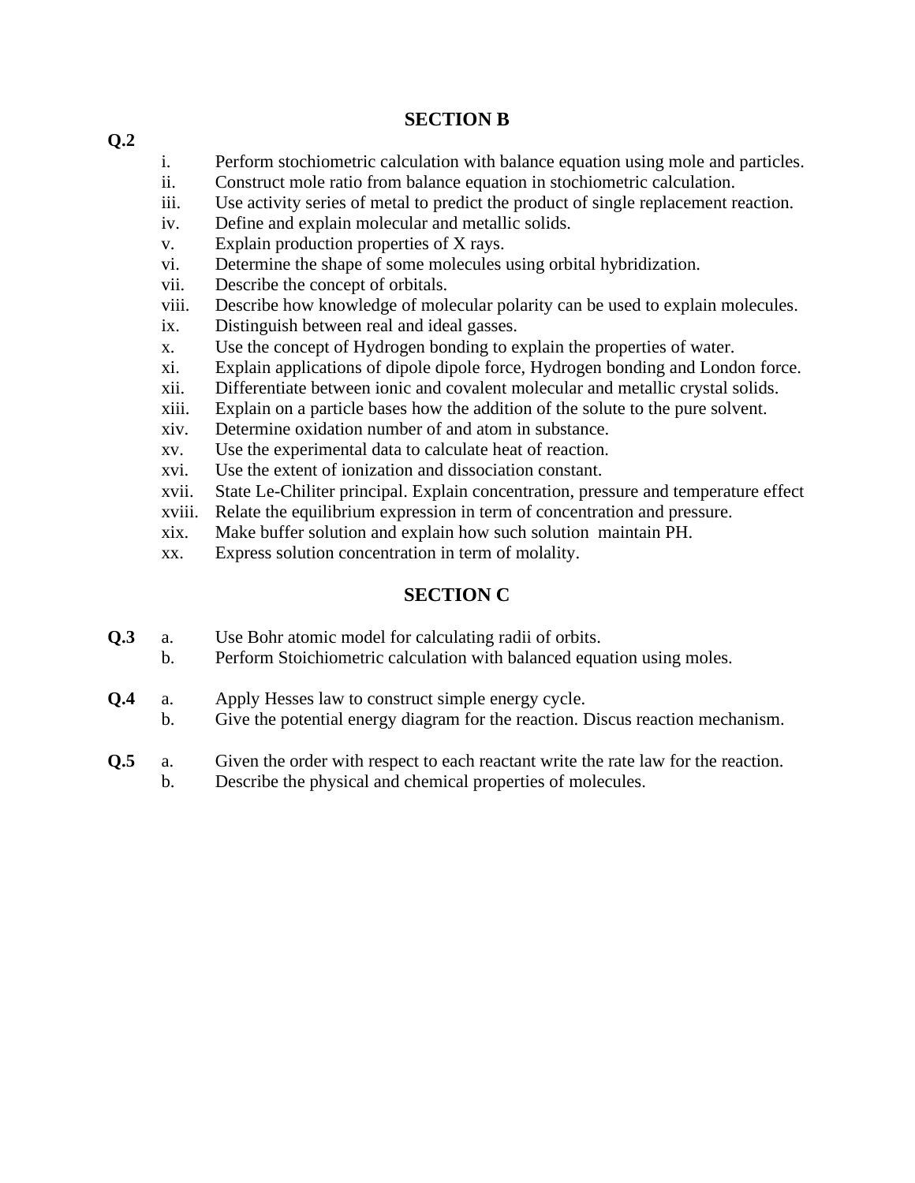## SECTION B

**Q.2**

i. Perform stochiometric calculation with balance equation using mole and particles.
ii. Construct mole ratio from balance equation in stochiometric calculation.
iii. Use activity series of metal to predict the product of single replacement reaction.
iv. Define and explain molecular and metallic solids.
v. Explain production properties of X rays.
vi. Determine the shape of some molecules using orbital hybridization.
vii. Describe the concept of orbitals.
viii. Describe how knowledge of molecular polarity can be used to explain molecules.
ix. Distinguish between real and ideal gasses.
x. Use the concept of Hydrogen bonding to explain the properties of water.
xi. Explain applications of dipole dipole force, Hydrogen bonding and London force.
xii. Differentiate between ionic and covalent molecular and metallic crystal solids.
xiii. Explain on a particle bases how the addition of the solute to the pure solvent.
xiv. Determine oxidation number of and atom in substance.
xv. Use the experimental data to calculate heat of reaction.
xvi. Use the extent of ionization and dissociation constant.
xvii. State Le-Chiliter principal. Explain concentration, pressure and temperature effect
xviii. Relate the equilibrium expression in term of concentration and pressure.
xix. Make buffer solution and explain how such solution maintain PH.
xx. Express solution concentration in term of molality.

## SECTION C

**Q.3**
a. Use Bohr atomic model for calculating radii of orbits.
b. Perform Stoichiometric calculation with balanced equation using moles.

**Q.4**
a. Apply Hesses law to construct simple energy cycle.
b. Give the potential energy diagram for the reaction. Discus reaction mechanism.

**Q.5**
a. Given the order with respect to each reactant write the rate law for the reaction.
b. Describe the physical and chemical properties of molecules.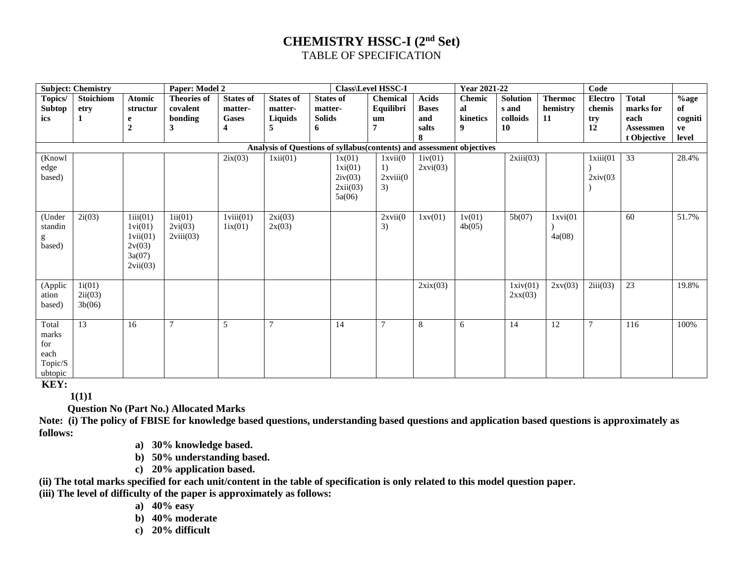# CHEMISTRY HSSC-I (2nd Set)

TABLE OF SPECIFICATION

| Subject: Chemistry | | | Paper: Model 2 | | | Class\Level HSSC-I | | | Year 2021-22 | | | Code | | |
|---|---|---|---|---|---|---|---|---|---|---|---|---|---|---|
| **Topics/ Subtopics** | **Stoichiometry 1** | **Atomic structure 2** | **Theories of covalent bonding 3** | **States of matter- Gases 4** | **States of matter- Liquids 5** | **States of matter- Solids 6** | **Chemical Equilibrium 7** | **Acids Bases and salts 8** | **Chemical kinetics 9** | **Solutions and colloids 10** | **Thermochemistry 11** | **Electrochemistry 12** | **Total marks for each Assessment Objective** | **%age of cognitive level** |
| **Analysis of Questions of syllabus(contents) and assessment objectives** | | | | | | | | | | | | | | |
| (Knowledge based) | | | | 2ix(03) | 1xii(01) | 1x(01) 1xi(01) 2iv(03) 2xii(03) 5a(06) | 1xvii(01) 2xviii(03) | 1iv(01) 2xvi(03) | | 2xiii(03) | | 1xiii(01) 2xiv(03) | 33 | 28.4% |
| (Understanding based) | 2i(03) | 1iii(01) 1vi(01) 1vii(01) 2v(03) 3a(07) 2vii(03) | 1ii(01) 2vi(03) 2viii(03) | 1viii(01) 1ix(01) | 2xi(03) 2x(03) | | 2xvii(03) | 1xv(01) | 1v(01) 4b(05) | 5b(07) | 1xvi(01) 4a(08) | | 60 | 51.7% |
| (Application based) | 1i(01) 2ii(03) 3b(06) | | | | | | | 2ix(03) | | 1xiv(01) 2xx(03) | 2xv(03) | 2iii(03) | 23 | 19.8% |
| Total marks for each Topic/Subtopic | 13 | 16 | 7 | 5 | 7 | 14 | 7 | 8 | 6 | 14 | 12 | 7 | 116 | 100% |

**KEY:**

**1(1)1**

**Question No (Part No.) Allocated Marks**

**Note: (i) The policy of FBISE for knowledge based questions, understanding based questions and application based questions is approximately as follows:**

- **a) 30% knowledge based.**
- **b) 50% understanding based.**
- **c) 20% application based.**

**(ii) The total marks specified for each unit/content in the table of specification is only related to this model question paper.**

**(iii) The level of difficulty of the paper is approximately as follows:**

- **a) 40% easy**
- **b) 40% moderate**
- **c) 20% difficult**